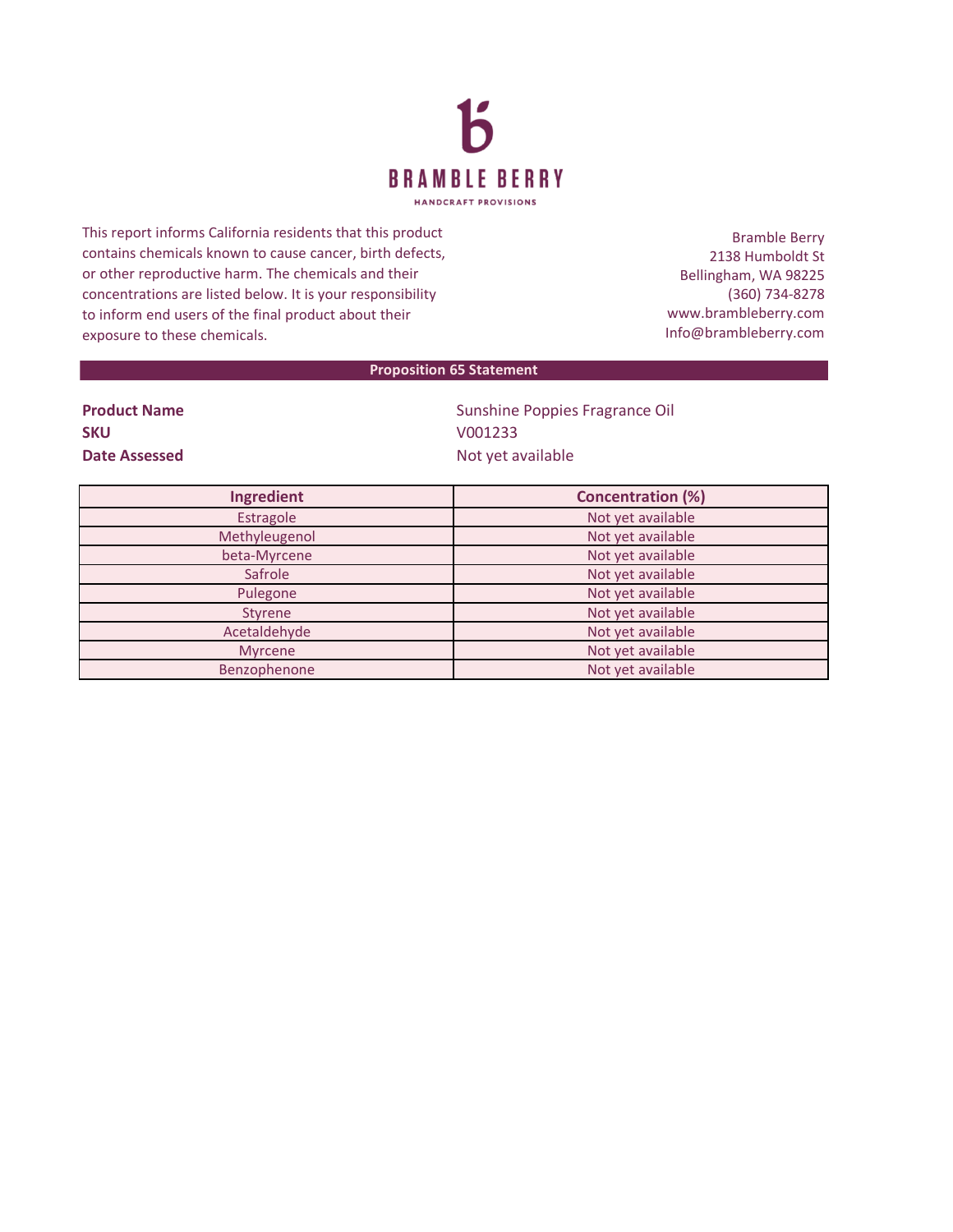**BRAMBLE BERRY**

HANDCRAFT PROVISIONS

This report informs California residents that this product contains chemicals known to cause cancer, birth defects, or other reproductive harm. The chemicals and their concentrations are listed below. It is your responsibility to inform end users of the final product about their exposure to these chemicals.

Bramble Berry
2138 Humboldt St
Bellingham, WA 98225
(360) 734-8278
www.brambleberry.com
Info@brambleberry.com

## Proposition 65 Statement

| | |
|---|---|
| **Product Name** | Sunshine Poppies Fragrance Oil |
| **SKU** | V001233 |
| **Date Assessed** | Not yet available |

| Ingredient | Concentration (%) |
|---|---|
| Estragole | Not yet available |
| Methyleugenol | Not yet available |
| beta-Myrcene | Not yet available |
| Safrole | Not yet available |
| Pulegone | Not yet available |
| Styrene | Not yet available |
| Acetaldehyde | Not yet available |
| Myrcene | Not yet available |
| Benzophenone | Not yet available |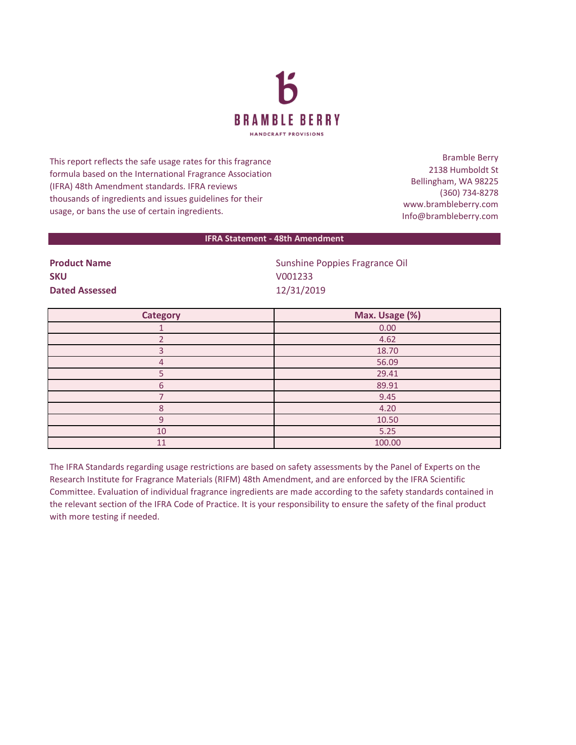**BRAMBLE BERRY**

HANDCRAFT PROVISIONS

This report reflects the safe usage rates for this fragrance formula based on the International Fragrance Association (IFRA) 48th Amendment standards. IFRA reviews thousands of ingredients and issues guidelines for their usage, or bans the use of certain ingredients.

Bramble Berry
2138 Humboldt St
Bellingham, WA 98225
(360) 734-8278
www.brambleberry.com
Info@brambleberry.com

## IFRA Statement - 48th Amendment

| | |
|---|---|
| **Product Name** | Sunshine Poppies Fragrance Oil |
| **SKU** | V001233 |
| **Dated Assessed** | 12/31/2019 |

| Category | Max. Usage (%) |
|---|---|
| 1 | 0.00 |
| 2 | 4.62 |
| 3 | 18.70 |
| 4 | 56.09 |
| 5 | 29.41 |
| 6 | 89.91 |
| 7 | 9.45 |
| 8 | 4.20 |
| 9 | 10.50 |
| 10 | 5.25 |
| 11 | 100.00 |

The IFRA Standards regarding usage restrictions are based on safety assessments by the Panel of Experts on the Research Institute for Fragrance Materials (RIFM) 48th Amendment, and are enforced by the IFRA Scientific Committee. Evaluation of individual fragrance ingredients are made according to the safety standards contained in the relevant section of the IFRA Code of Practice. It is your responsibility to ensure the safety of the final product with more testing if needed.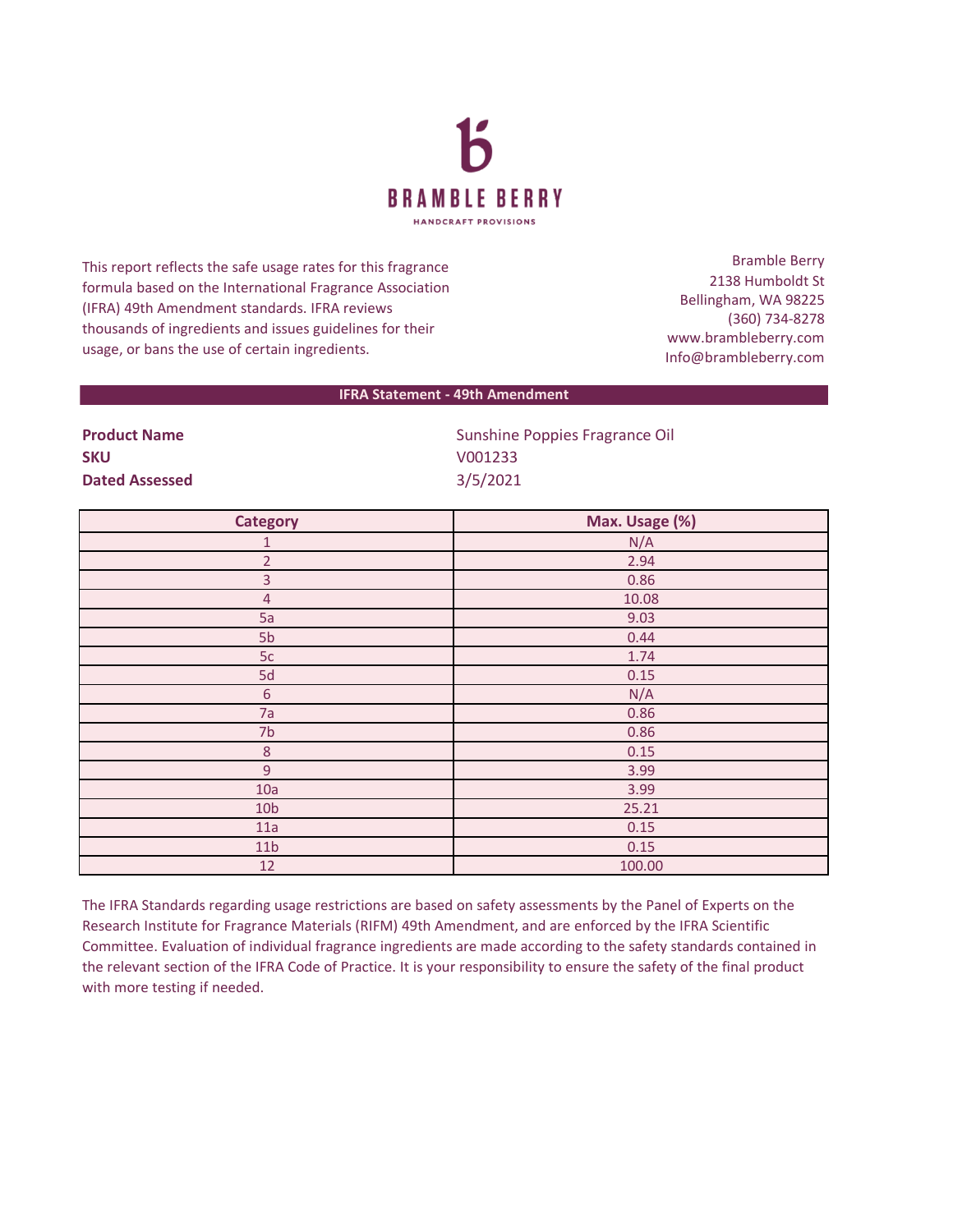**BRAMBLE BERRY**

HANDCRAFT PROVISIONS

This report reflects the safe usage rates for this fragrance formula based on the International Fragrance Association (IFRA) 49th Amendment standards. IFRA reviews thousands of ingredients and issues guidelines for their usage, or bans the use of certain ingredients.

Bramble Berry
2138 Humboldt St
Bellingham, WA 98225
(360) 734-8278
www.brambleberry.com
Info@brambleberry.com

## IFRA Statement - 49th Amendment

**Product Name** Sunshine Poppies Fragrance Oil
**SKU** V001233
**Dated Assessed** 3/5/2021

| Category | Max. Usage (%) |
| --- | --- |
| 1 | N/A |
| 2 | 2.94 |
| 3 | 0.86 |
| 4 | 10.08 |
| 5a | 9.03 |
| 5b | 0.44 |
| 5c | 1.74 |
| 5d | 0.15 |
| 6 | N/A |
| 7a | 0.86 |
| 7b | 0.86 |
| 8 | 0.15 |
| 9 | 3.99 |
| 10a | 3.99 |
| 10b | 25.21 |
| 11a | 0.15 |
| 11b | 0.15 |
| 12 | 100.00 |

The IFRA Standards regarding usage restrictions are based on safety assessments by the Panel of Experts on the Research Institute for Fragrance Materials (RIFM) 49th Amendment, and are enforced by the IFRA Scientific Committee. Evaluation of individual fragrance ingredients are made according to the safety standards contained in the relevant section of the IFRA Code of Practice. It is your responsibility to ensure the safety of the final product with more testing if needed.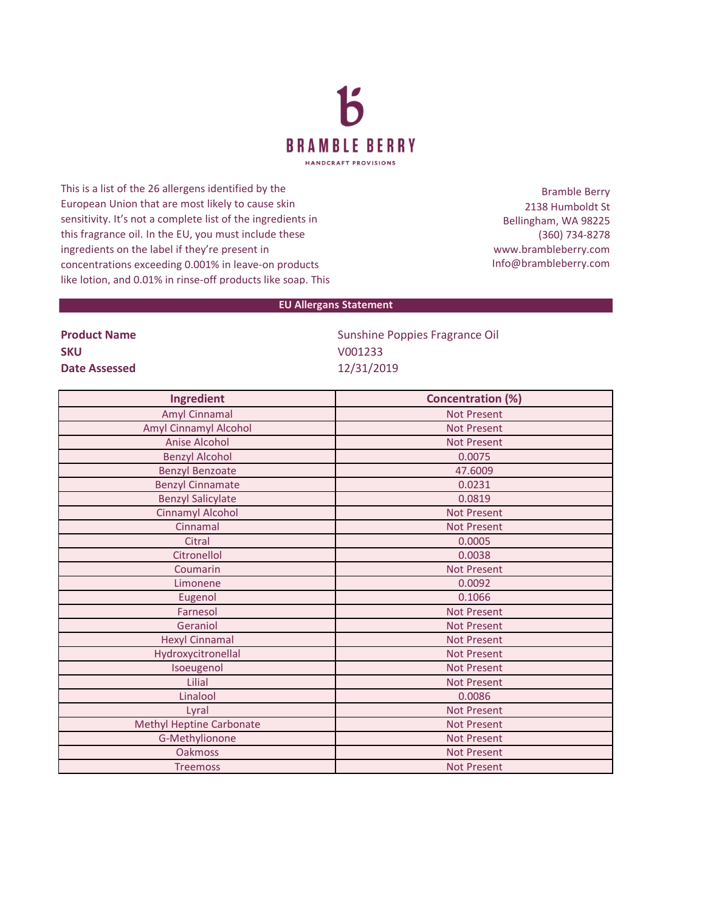BRAMBLE BERRY

HANDCRAFT PROVISIONS

This is a list of the 26 allergens identified by the European Union that are most likely to cause skin sensitivity. It's not a complete list of the ingredients in this fragrance oil. In the EU, you must include these ingredients on the label if they're present in concentrations exceeding 0.001% in leave-on products like lotion, and 0.01% in rinse-off products like soap. This

Bramble Berry
2138 Humboldt St
Bellingham, WA 98225
(360) 734-8278
www.brambleberry.com
Info@brambleberry.com

## EU Allergans Statement

| | |
|---|---|
| **Product Name** | Sunshine Poppies Fragrance Oil |
| **SKU** | V001233 |
| **Date Assessed** | 12/31/2019 |

| Ingredient | Concentration (%) |
|---|---|
| Amyl Cinnamal | Not Present |
| Amyl Cinnamyl Alcohol | Not Present |
| Anise Alcohol | Not Present |
| Benzyl Alcohol | 0.0075 |
| Benzyl Benzoate | 47.6009 |
| Benzyl Cinnamate | 0.0231 |
| Benzyl Salicylate | 0.0819 |
| Cinnamyl Alcohol | Not Present |
| Cinnamal | Not Present |
| Citral | 0.0005 |
| Citronellol | 0.0038 |
| Coumarin | Not Present |
| Limonene | 0.0092 |
| Eugenol | 0.1066 |
| Farnesol | Not Present |
| Geraniol | Not Present |
| Hexyl Cinnamal | Not Present |
| Hydroxycitronellal | Not Present |
| Isoeugenol | Not Present |
| Lilial | Not Present |
| Linalool | 0.0086 |
| Lyral | Not Present |
| Methyl Heptine Carbonate | Not Present |
| G-Methylionone | Not Present |
| Oakmoss | Not Present |
| Treemoss | Not Present |